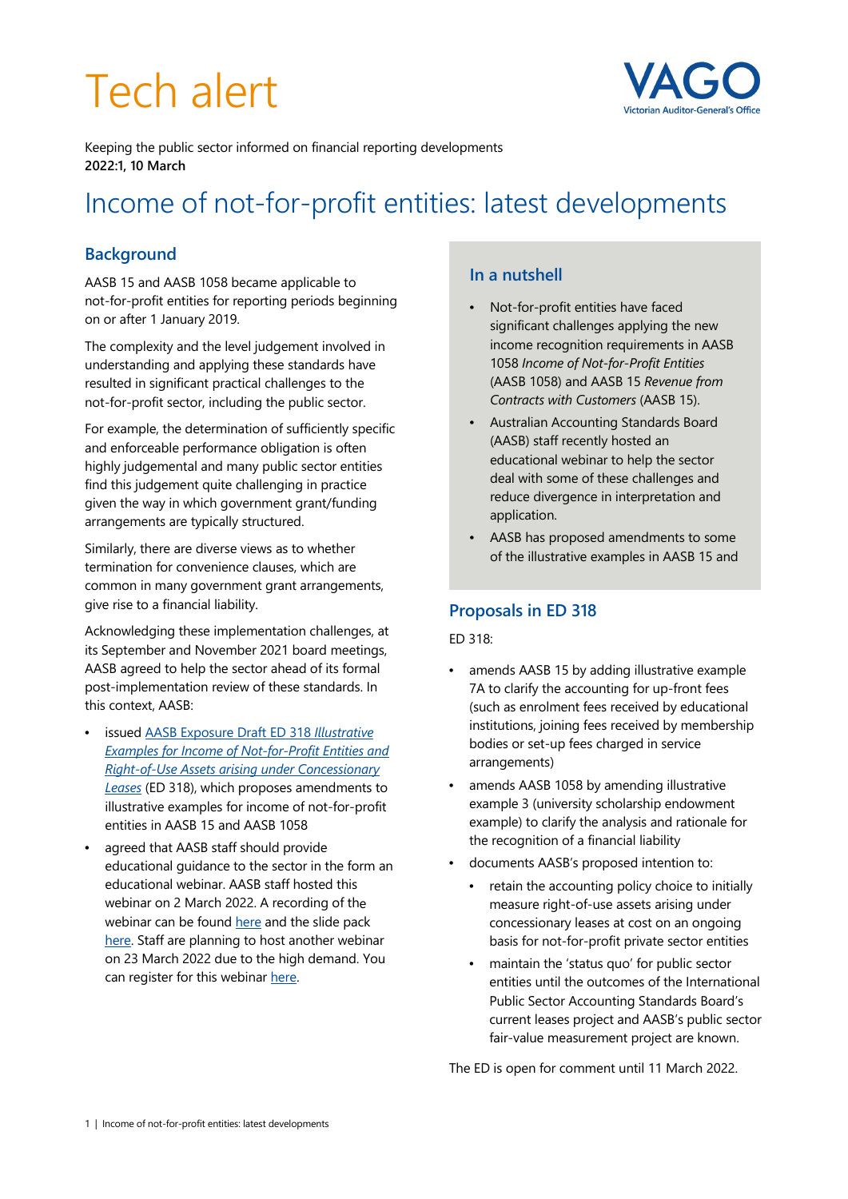# Tech alert

Keeping the public sector informed on financial reporting developments
**2022:1, 10 March**

# Income of not-for-profit entities: latest developments

## Background

AASB 15 and AASB 1058 became applicable to not-for-profit entities for reporting periods beginning on or after 1 January 2019.

The complexity and the level judgement involved in understanding and applying these standards have resulted in significant practical challenges to the not-for-profit sector, including the public sector.

For example, the determination of sufficiently specific and enforceable performance obligation is often highly judgemental and many public sector entities find this judgement quite challenging in practice given the way in which government grant/funding arrangements are typically structured.

Similarly, there are diverse views as to whether termination for convenience clauses, which are common in many government grant arrangements, give rise to a financial liability.

Acknowledging these implementation challenges, at its September and November 2021 board meetings, AASB agreed to help the sector ahead of its formal post-implementation review of these standards. In this context, AASB:

- issued AASB Exposure Draft ED 318 *Illustrative Examples for Income of Not-for-Profit Entities and Right-of-Use Assets arising under Concessionary Leases* (ED 318), which proposes amendments to illustrative examples for income of not-for-profit entities in AASB 15 and AASB 1058
- agreed that AASB staff should provide educational guidance to the sector in the form an educational webinar. AASB staff hosted this webinar on 2 March 2022. A recording of the webinar can be found here and the slide pack here. Staff are planning to host another webinar on 23 March 2022 due to the high demand. You can register for this webinar here.

## In a nutshell

- Not-for-profit entities have faced significant challenges applying the new income recognition requirements in AASB 1058 *Income of Not-for-Profit Entities* (AASB 1058) and AASB 15 *Revenue from Contracts with Customers* (AASB 15).
- Australian Accounting Standards Board (AASB) staff recently hosted an educational webinar to help the sector deal with some of these challenges and reduce divergence in interpretation and application.
- AASB has proposed amendments to some of the illustrative examples in AASB 15 and

## Proposals in ED 318

ED 318:

- amends AASB 15 by adding illustrative example 7A to clarify the accounting for up-front fees (such as enrolment fees received by educational institutions, joining fees received by membership bodies or set-up fees charged in service arrangements)
- amends AASB 1058 by amending illustrative example 3 (university scholarship endowment example) to clarify the analysis and rationale for the recognition of a financial liability
- documents AASB's proposed intention to:
  - retain the accounting policy choice to initially measure right-of-use assets arising under concessionary leases at cost on an ongoing basis for not-for-profit private sector entities
  - maintain the 'status quo' for public sector entities until the outcomes of the International Public Sector Accounting Standards Board's current leases project and AASB's public sector fair-value measurement project are known.

The ED is open for comment until 11 March 2022.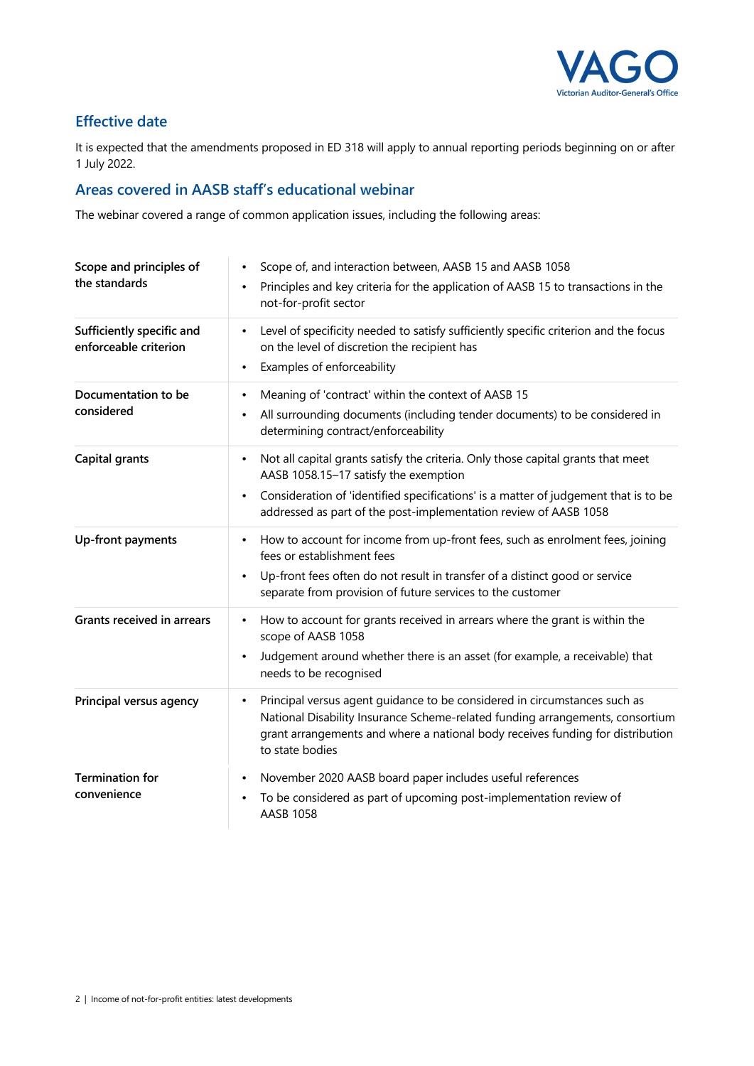## Effective date

It is expected that the amendments proposed in ED 318 will apply to annual reporting periods beginning on or after 1 July 2022.

## Areas covered in AASB staff's educational webinar

The webinar covered a range of common application issues, including the following areas:

| | |
|---|---|
| **Scope and principles of the standards** | • Scope of, and interaction between, AASB 15 and AASB 1058<br>• Principles and key criteria for the application of AASB 15 to transactions in the not-for-profit sector |
| **Sufficiently specific and enforceable criterion** | • Level of specificity needed to satisfy sufficiently specific criterion and the focus on the level of discretion the recipient has<br>• Examples of enforceability |
| **Documentation to be considered** | • Meaning of 'contract' within the context of AASB 15<br>• All surrounding documents (including tender documents) to be considered in determining contract/enforceability |
| **Capital grants** | • Not all capital grants satisfy the criteria. Only those capital grants that meet AASB 1058.15–17 satisfy the exemption<br>• Consideration of 'identified specifications' is a matter of judgement that is to be addressed as part of the post-implementation review of AASB 1058 |
| **Up-front payments** | • How to account for income from up-front fees, such as enrolment fees, joining fees or establishment fees<br>• Up-front fees often do not result in transfer of a distinct good or service separate from provision of future services to the customer |
| **Grants received in arrears** | • How to account for grants received in arrears where the grant is within the scope of AASB 1058<br>• Judgement around whether there is an asset (for example, a receivable) that needs to be recognised |
| **Principal versus agency** | • Principal versus agent guidance to be considered in circumstances such as National Disability Insurance Scheme-related funding arrangements, consortium grant arrangements and where a national body receives funding for distribution to state bodies |
| **Termination for convenience** | • November 2020 AASB board paper includes useful references<br>• To be considered as part of upcoming post-implementation review of AASB 1058 |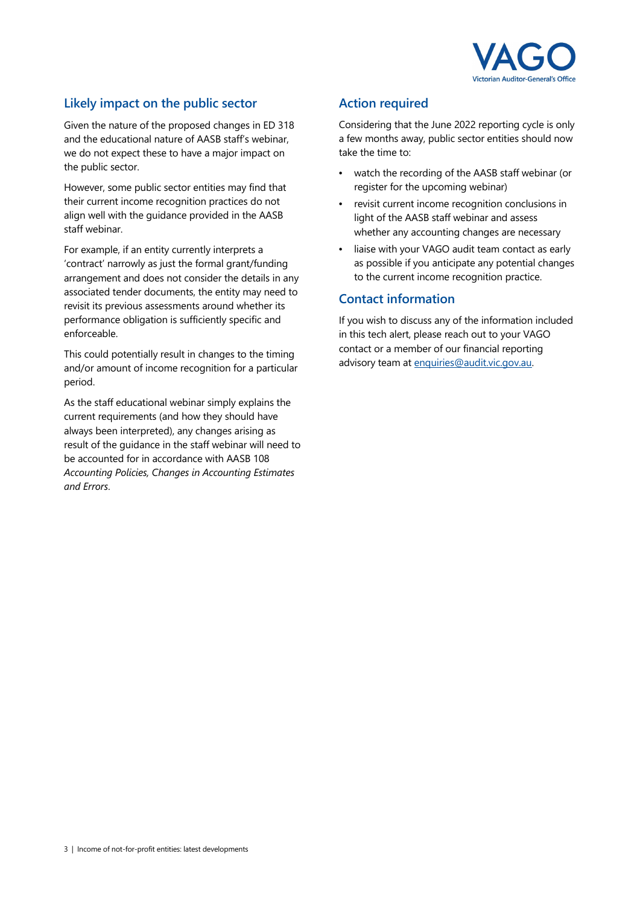## Likely impact on the public sector

Given the nature of the proposed changes in ED 318 and the educational nature of AASB staff's webinar, we do not expect these to have a major impact on the public sector.

However, some public sector entities may find that their current income recognition practices do not align well with the guidance provided in the AASB staff webinar.

For example, if an entity currently interprets a 'contract' narrowly as just the formal grant/funding arrangement and does not consider the details in any associated tender documents, the entity may need to revisit its previous assessments around whether its performance obligation is sufficiently specific and enforceable.

This could potentially result in changes to the timing and/or amount of income recognition for a particular period.

As the staff educational webinar simply explains the current requirements (and how they should have always been interpreted), any changes arising as result of the guidance in the staff webinar will need to be accounted for in accordance with AASB 108 *Accounting Policies, Changes in Accounting Estimates and Errors*.

## Action required

Considering that the June 2022 reporting cycle is only a few months away, public sector entities should now take the time to:

- watch the recording of the AASB staff webinar (or register for the upcoming webinar)
- revisit current income recognition conclusions in light of the AASB staff webinar and assess whether any accounting changes are necessary
- liaise with your VAGO audit team contact as early as possible if you anticipate any potential changes to the current income recognition practice.

## Contact information

If you wish to discuss any of the information included in this tech alert, please reach out to your VAGO contact or a member of our financial reporting advisory team at enquiries@audit.vic.gov.au.